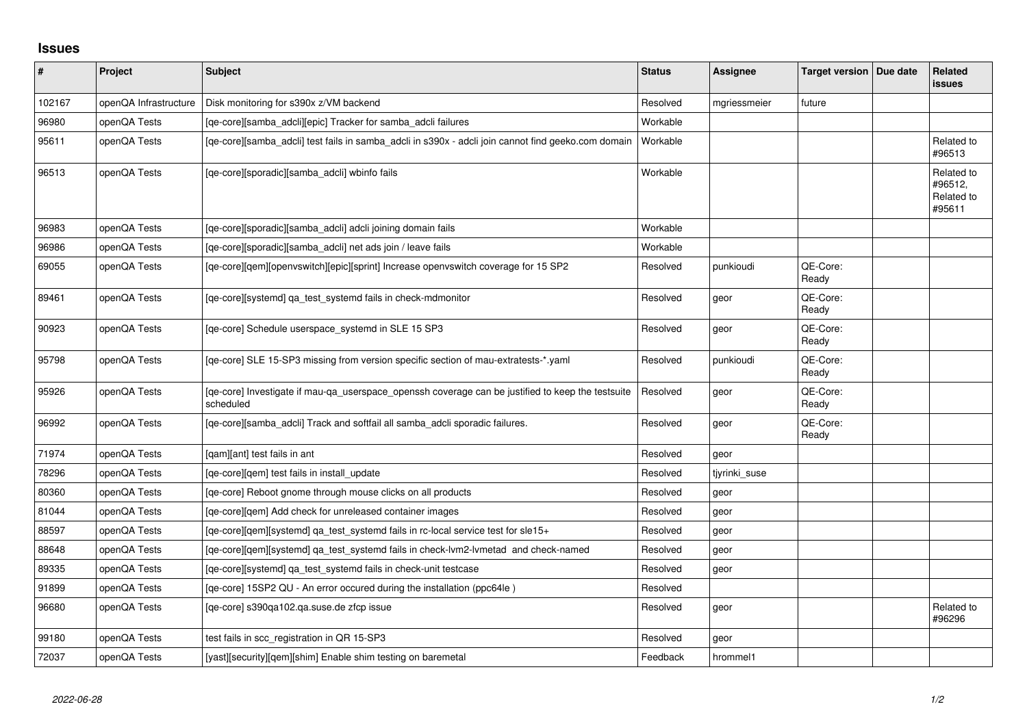## Issues

| # | Project | Subject | Status | Assignee | Target version | Due date | Related issues |
|---|---|---|---|---|---|---|---|
| 102167 | openQA Infrastructure | Disk monitoring for s390x z/VM backend | Resolved | mgriessmeier | future | | |
| 96980 | openQA Tests | [qe-core][samba_adcli][epic] Tracker for samba_adcli failures | Workable | | | | |
| 95611 | openQA Tests | [qe-core][samba_adcli] test fails in samba_adcli in s390x - adcli join cannot find geeko.com domain | Workable | | | | Related to #96513 |
| 96513 | openQA Tests | [qe-core][sporadic][samba_adcli] wbinfo fails | Workable | | | | Related to #96512, Related to #95611 |
| 96983 | openQA Tests | [qe-core][sporadic][samba_adcli] adcli joining domain fails | Workable | | | | |
| 96986 | openQA Tests | [qe-core][sporadic][samba_adcli] net ads join / leave fails | Workable | | | | |
| 69055 | openQA Tests | [qe-core][qem][openvswitch][epic][sprint] Increase openvswitch coverage for 15 SP2 | Resolved | punkioudi | QE-Core: Ready | | |
| 89461 | openQA Tests | [qe-core][systemd] qa_test_systemd fails in check-mdmonitor | Resolved | geor | QE-Core: Ready | | |
| 90923 | openQA Tests | [qe-core] Schedule userspace_systemd in SLE 15 SP3 | Resolved | geor | QE-Core: Ready | | |
| 95798 | openQA Tests | [qe-core] SLE 15-SP3 missing from version specific section of mau-extratests-*.yaml | Resolved | punkioudi | QE-Core: Ready | | |
| 95926 | openQA Tests | [qe-core] Investigate if mau-qa_userspace_openssh coverage can be justified to keep the testsuite scheduled | Resolved | geor | QE-Core: Ready | | |
| 96992 | openQA Tests | [qe-core][samba_adcli] Track and softfail all samba_adcli sporadic failures. | Resolved | geor | QE-Core: Ready | | |
| 71974 | openQA Tests | [qam][ant] test fails in ant | Resolved | geor | | | |
| 78296 | openQA Tests | [qe-core][qem] test fails in install_update | Resolved | tjyrinki_suse | | | |
| 80360 | openQA Tests | [qe-core] Reboot gnome through mouse clicks on all products | Resolved | geor | | | |
| 81044 | openQA Tests | [qe-core][qem] Add check for unreleased container images | Resolved | geor | | | |
| 88597 | openQA Tests | [qe-core][qem][systemd] qa_test_systemd fails in rc-local service test for sle15+ | Resolved | geor | | | |
| 88648 | openQA Tests | [qe-core][qem][systemd] qa_test_systemd fails in check-lvm2-lvmetad and check-named | Resolved | geor | | | |
| 89335 | openQA Tests | [qe-core][systemd] qa_test_systemd fails in check-unit testcase | Resolved | geor | | | |
| 91899 | openQA Tests | [qe-core] 15SP2 QU - An error occured during the installation (ppc64le ) | Resolved | | | | |
| 96680 | openQA Tests | [qe-core] s390qa102.qa.suse.de zfcp issue | Resolved | geor | | | Related to #96296 |
| 99180 | openQA Tests | test fails in scc_registration in QR 15-SP3 | Resolved | geor | | | |
| 72037 | openQA Tests | [yast][security][qem][shim] Enable shim testing on baremetal | Feedback | hrommel1 | | | |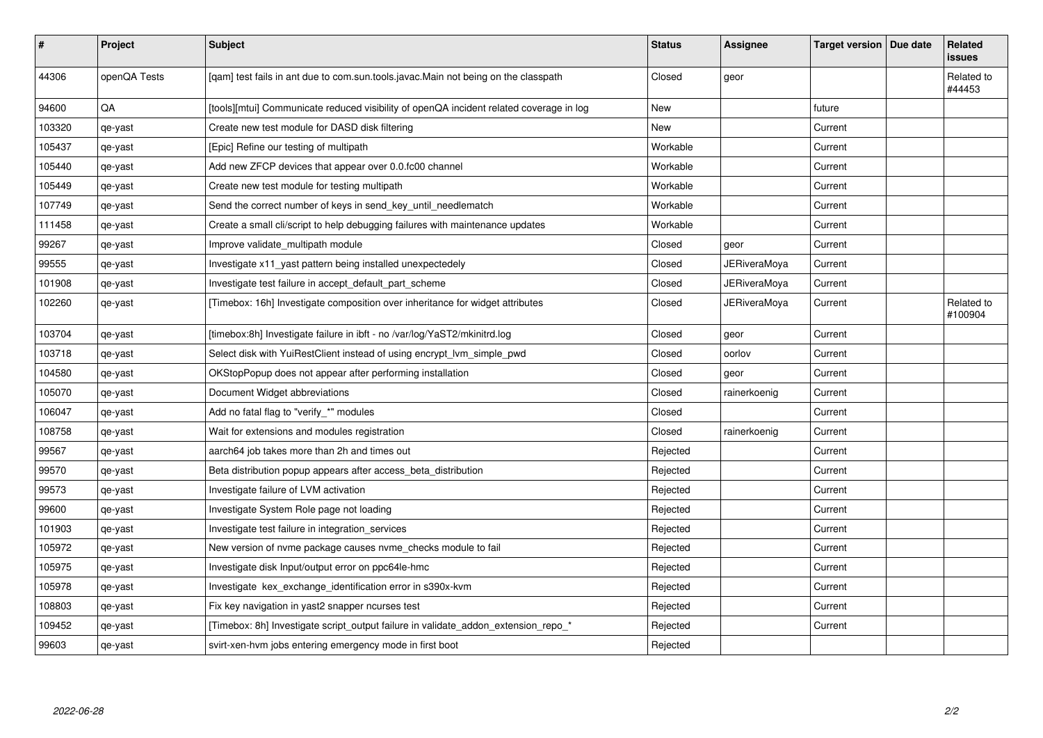| # | Project | Subject | Status | Assignee | Target version | Due date | Related issues |
|---|---|---|---|---|---|---|---|
| 44306 | openQA Tests | [qam] test fails in ant due to com.sun.tools.javac.Main not being on the classpath | Closed | geor | | | Related to #44453 |
| 94600 | QA | [tools][mtui] Communicate reduced visibility of openQA incident related coverage in log | New | | future | | |
| 103320 | qe-yast | Create new test module for DASD disk filtering | New | | Current | | |
| 105437 | qe-yast | [Epic] Refine our testing of multipath | Workable | | Current | | |
| 105440 | qe-yast | Add new ZFCP devices that appear over 0.0.fc00 channel | Workable | | Current | | |
| 105449 | qe-yast | Create new test module for testing multipath | Workable | | Current | | |
| 107749 | qe-yast | Send the correct number of keys in send_key_until_needlematch | Workable | | Current | | |
| 111458 | qe-yast | Create a small cli/script to help debugging failures with maintenance updates | Workable | | Current | | |
| 99267 | qe-yast | Improve validate_multipath module | Closed | geor | Current | | |
| 99555 | qe-yast | Investigate x11_yast pattern being installed unexpectedely | Closed | JERiveraMoya | Current | | |
| 101908 | qe-yast | Investigate test failure in accept_default_part_scheme | Closed | JERiveraMoya | Current | | |
| 102260 | qe-yast | [Timebox: 16h] Investigate composition over inheritance for widget attributes | Closed | JERiveraMoya | Current | | Related to #100904 |
| 103704 | qe-yast | [timebox:8h] Investigate failure in ibft - no /var/log/YaST2/mkinitrd.log | Closed | geor | Current | | |
| 103718 | qe-yast | Select disk with YuiRestClient instead of using encrypt_lvm_simple_pwd | Closed | oorlov | Current | | |
| 104580 | qe-yast | OKStopPopup does not appear after performing installation | Closed | geor | Current | | |
| 105070 | qe-yast | Document Widget abbreviations | Closed | rainerkoenig | Current | | |
| 106047 | qe-yast | Add no fatal flag to "verify_*" modules | Closed | | Current | | |
| 108758 | qe-yast | Wait for extensions and modules registration | Closed | rainerkoenig | Current | | |
| 99567 | qe-yast | aarch64 job takes more than 2h and times out | Rejected | | Current | | |
| 99570 | qe-yast | Beta distribution popup appears after access_beta_distribution | Rejected | | Current | | |
| 99573 | qe-yast | Investigate failure of LVM activation | Rejected | | Current | | |
| 99600 | qe-yast | Investigate System Role page not loading | Rejected | | Current | | |
| 101903 | qe-yast | Investigate test failure in integration_services | Rejected | | Current | | |
| 105972 | qe-yast | New version of nvme package causes nvme_checks module to fail | Rejected | | Current | | |
| 105975 | qe-yast | Investigate disk Input/output error on ppc64le-hmc | Rejected | | Current | | |
| 105978 | qe-yast | Investigate kex_exchange_identification error in s390x-kvm | Rejected | | Current | | |
| 108803 | qe-yast | Fix key navigation in yast2 snapper ncurses test | Rejected | | Current | | |
| 109452 | qe-yast | [Timebox: 8h] Investigate script_output failure in validate_addon_extension_repo_* | Rejected | | Current | | |
| 99603 | qe-yast | svirt-xen-hvm jobs entering emergency mode in first boot | Rejected | | | | |